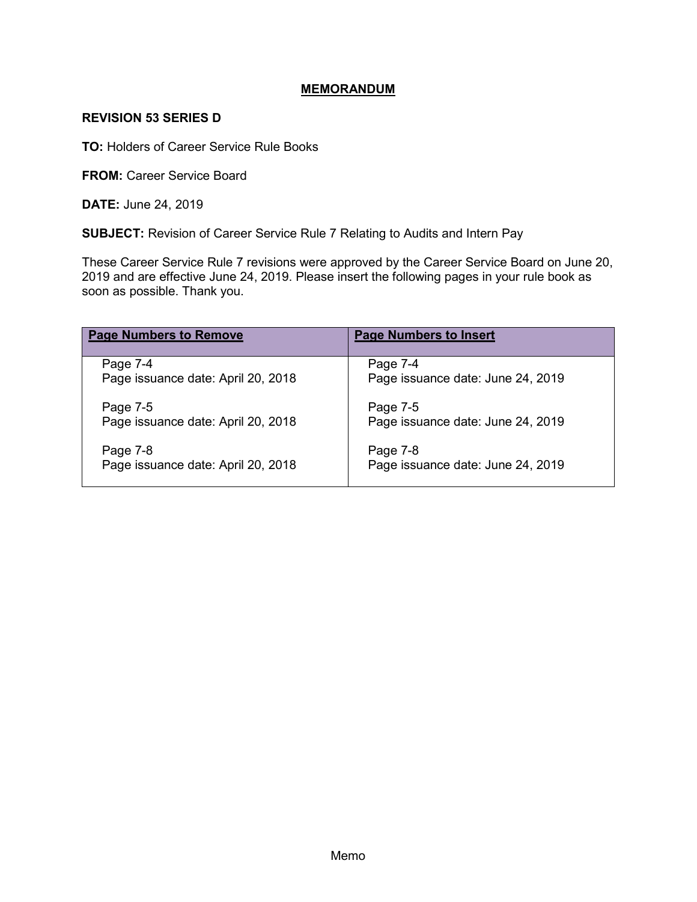# MEMORANDUM

**REVISION 53 SERIES D**

**TO:** Holders of Career Service Rule Books

**FROM:** Career Service Board

**DATE:** June 24, 2019

**SUBJECT:** Revision of Career Service Rule 7 Relating to Audits and Intern Pay

These Career Service Rule 7 revisions were approved by the Career Service Board on June 20, 2019 and are effective June 24, 2019. Please insert the following pages in your rule book as soon as possible. Thank you.

| Page Numbers to Remove | Page Numbers to Insert |
| --- | --- |
| Page 7-4<br>Page issuance date: April 20, 2018 | Page 7-4<br>Page issuance date: June 24, 2019 |
| Page 7-5<br>Page issuance date: April 20, 2018 | Page 7-5<br>Page issuance date: June 24, 2019 |
| Page 7-8<br>Page issuance date: April 20, 2018 | Page 7-8<br>Page issuance date: June 24, 2019 |

Memo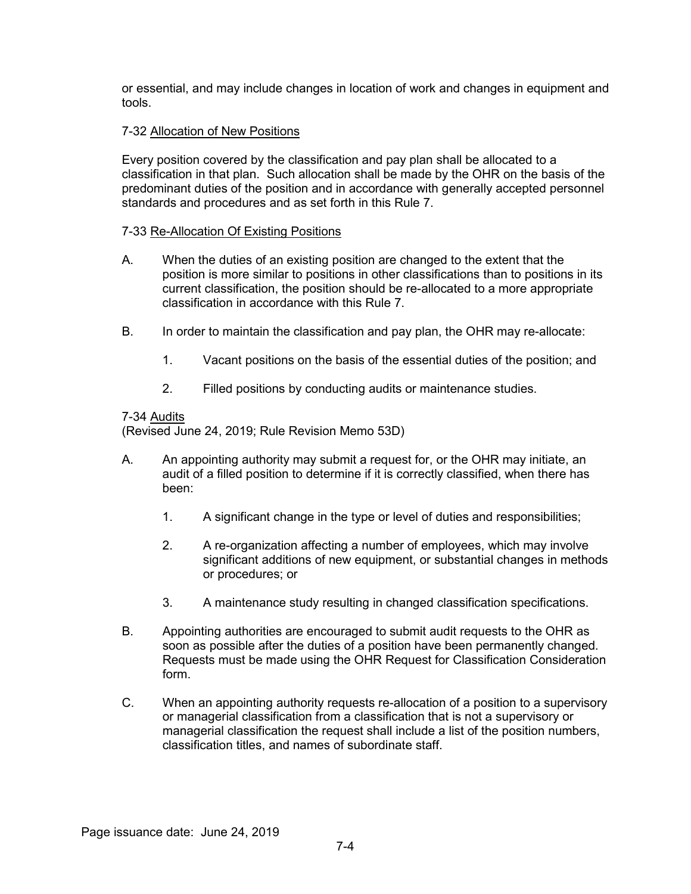or essential, and may include changes in location of work and changes in equipment and tools.

7-32 Allocation of New Positions

Every position covered by the classification and pay plan shall be allocated to a classification in that plan. Such allocation shall be made by the OHR on the basis of the predominant duties of the position and in accordance with generally accepted personnel standards and procedures and as set forth in this Rule 7.

7-33 Re-Allocation Of Existing Positions

A. When the duties of an existing position are changed to the extent that the position is more similar to positions in other classifications than to positions in its current classification, the position should be re-allocated to a more appropriate classification in accordance with this Rule 7.

B. In order to maintain the classification and pay plan, the OHR may re-allocate:

   1. Vacant positions on the basis of the essential duties of the position; and

   2. Filled positions by conducting audits or maintenance studies.

7-34 Audits
(Revised June 24, 2019; Rule Revision Memo 53D)

A. An appointing authority may submit a request for, or the OHR may initiate, an audit of a filled position to determine if it is correctly classified, when there has been:

   1. A significant change in the type or level of duties and responsibilities;

   2. A re-organization affecting a number of employees, which may involve significant additions of new equipment, or substantial changes in methods or procedures; or

   3. A maintenance study resulting in changed classification specifications.

B. Appointing authorities are encouraged to submit audit requests to the OHR as soon as possible after the duties of a position have been permanently changed. Requests must be made using the OHR Request for Classification Consideration form.

C. When an appointing authority requests re-allocation of a position to a supervisory or managerial classification from a classification that is not a supervisory or managerial classification the request shall include a list of the position numbers, classification titles, and names of subordinate staff.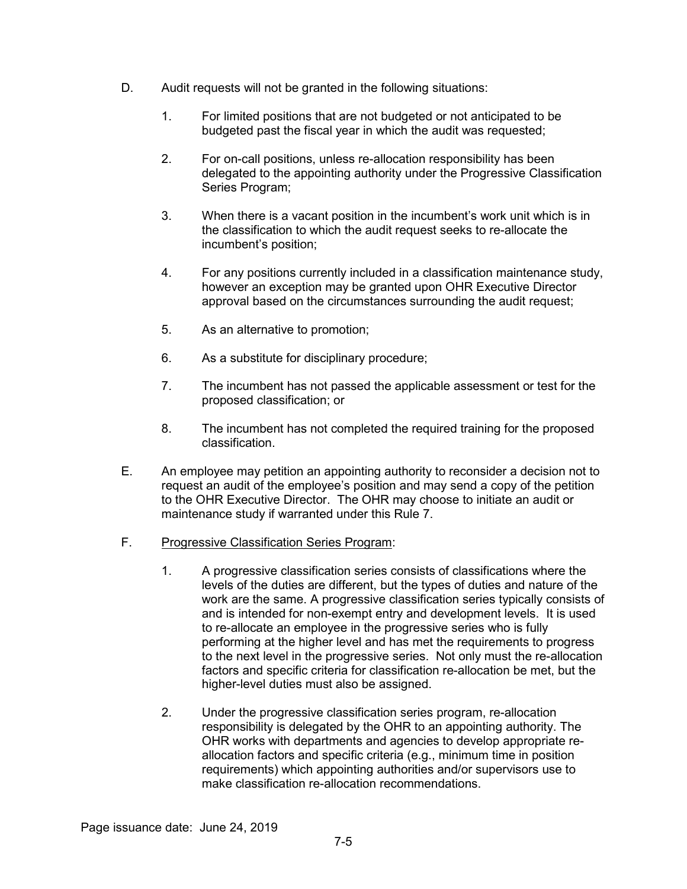D. Audit requests will not be granted in the following situations:

   1. For limited positions that are not budgeted or not anticipated to be budgeted past the fiscal year in which the audit was requested;

   2. For on-call positions, unless re-allocation responsibility has been delegated to the appointing authority under the Progressive Classification Series Program;

   3. When there is a vacant position in the incumbent's work unit which is in the classification to which the audit request seeks to re-allocate the incumbent's position;

   4. For any positions currently included in a classification maintenance study, however an exception may be granted upon OHR Executive Director approval based on the circumstances surrounding the audit request;

   5. As an alternative to promotion;

   6. As a substitute for disciplinary procedure;

   7. The incumbent has not passed the applicable assessment or test for the proposed classification; or

   8. The incumbent has not completed the required training for the proposed classification.

E. An employee may petition an appointing authority to reconsider a decision not to request an audit of the employee's position and may send a copy of the petition to the OHR Executive Director. The OHR may choose to initiate an audit or maintenance study if warranted under this Rule 7.

F. <u>Progressive Classification Series Program</u>:

   1. A progressive classification series consists of classifications where the levels of the duties are different, but the types of duties and nature of the work are the same. A progressive classification series typically consists of and is intended for non-exempt entry and development levels. It is used to re-allocate an employee in the progressive series who is fully performing at the higher level and has met the requirements to progress to the next level in the progressive series. Not only must the re-allocation factors and specific criteria for classification re-allocation be met, but the higher-level duties must also be assigned.

   2. Under the progressive classification series program, re-allocation responsibility is delegated by the OHR to an appointing authority. The OHR works with departments and agencies to develop appropriate re-allocation factors and specific criteria (e.g., minimum time in position requirements) which appointing authorities and/or supervisors use to make classification re-allocation recommendations.

Page issuance date: June 24, 2019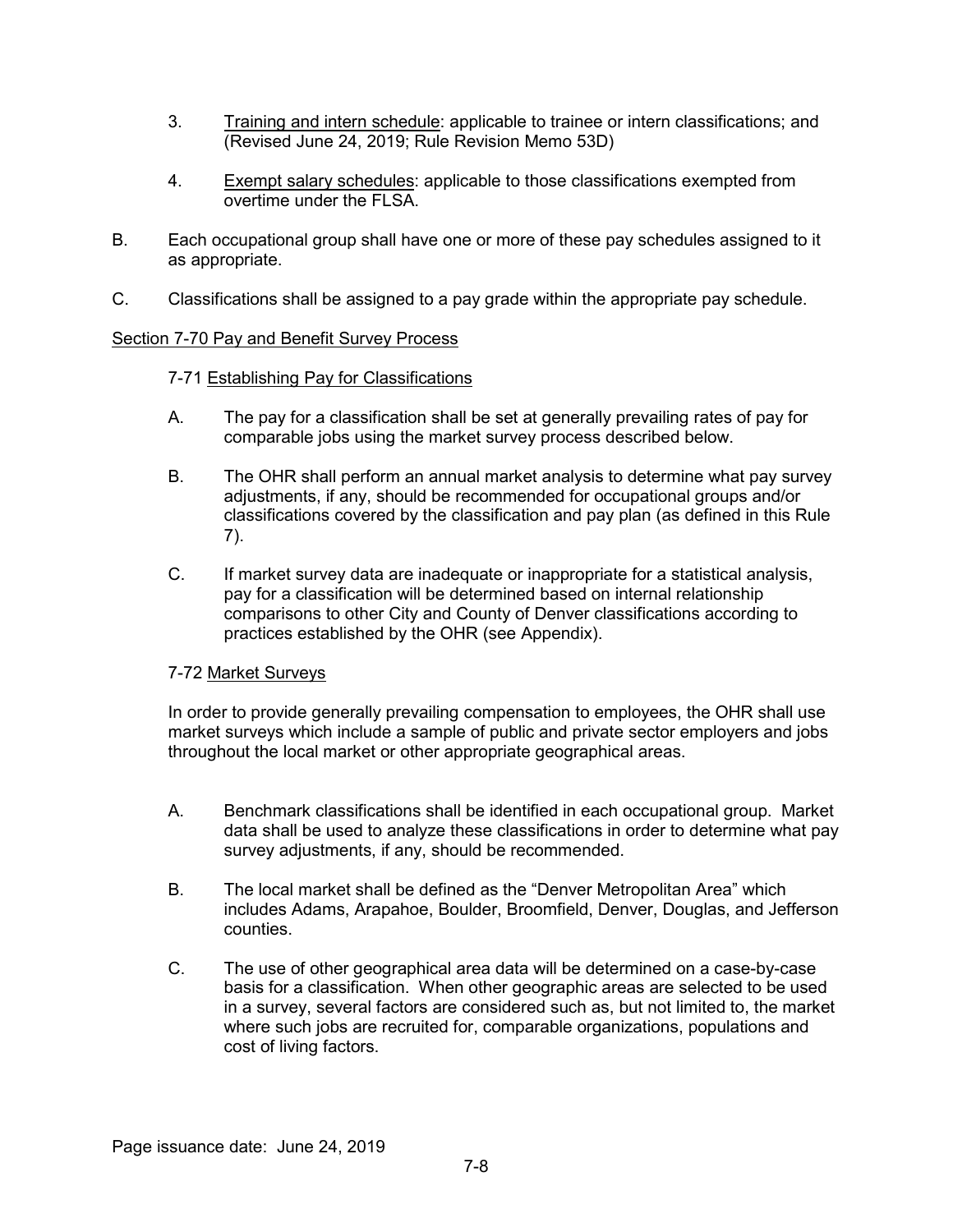3. Training and intern schedule: applicable to trainee or intern classifications; and (Revised June 24, 2019; Rule Revision Memo 53D)

4. Exempt salary schedules: applicable to those classifications exempted from overtime under the FLSA.

B. Each occupational group shall have one or more of these pay schedules assigned to it as appropriate.

C. Classifications shall be assigned to a pay grade within the appropriate pay schedule.

## Section 7-70 Pay and Benefit Survey Process

### 7-71 Establishing Pay for Classifications

A. The pay for a classification shall be set at generally prevailing rates of pay for comparable jobs using the market survey process described below.

B. The OHR shall perform an annual market analysis to determine what pay survey adjustments, if any, should be recommended for occupational groups and/or classifications covered by the classification and pay plan (as defined in this Rule 7).

C. If market survey data are inadequate or inappropriate for a statistical analysis, pay for a classification will be determined based on internal relationship comparisons to other City and County of Denver classifications according to practices established by the OHR (see Appendix).

### 7-72 Market Surveys

In order to provide generally prevailing compensation to employees, the OHR shall use market surveys which include a sample of public and private sector employers and jobs throughout the local market or other appropriate geographical areas.

A. Benchmark classifications shall be identified in each occupational group. Market data shall be used to analyze these classifications in order to determine what pay survey adjustments, if any, should be recommended.

B. The local market shall be defined as the "Denver Metropolitan Area" which includes Adams, Arapahoe, Boulder, Broomfield, Denver, Douglas, and Jefferson counties.

C. The use of other geographical area data will be determined on a case-by-case basis for a classification. When other geographic areas are selected to be used in a survey, several factors are considered such as, but not limited to, the market where such jobs are recruited for, comparable organizations, populations and cost of living factors.

Page issuance date: June 24, 2019